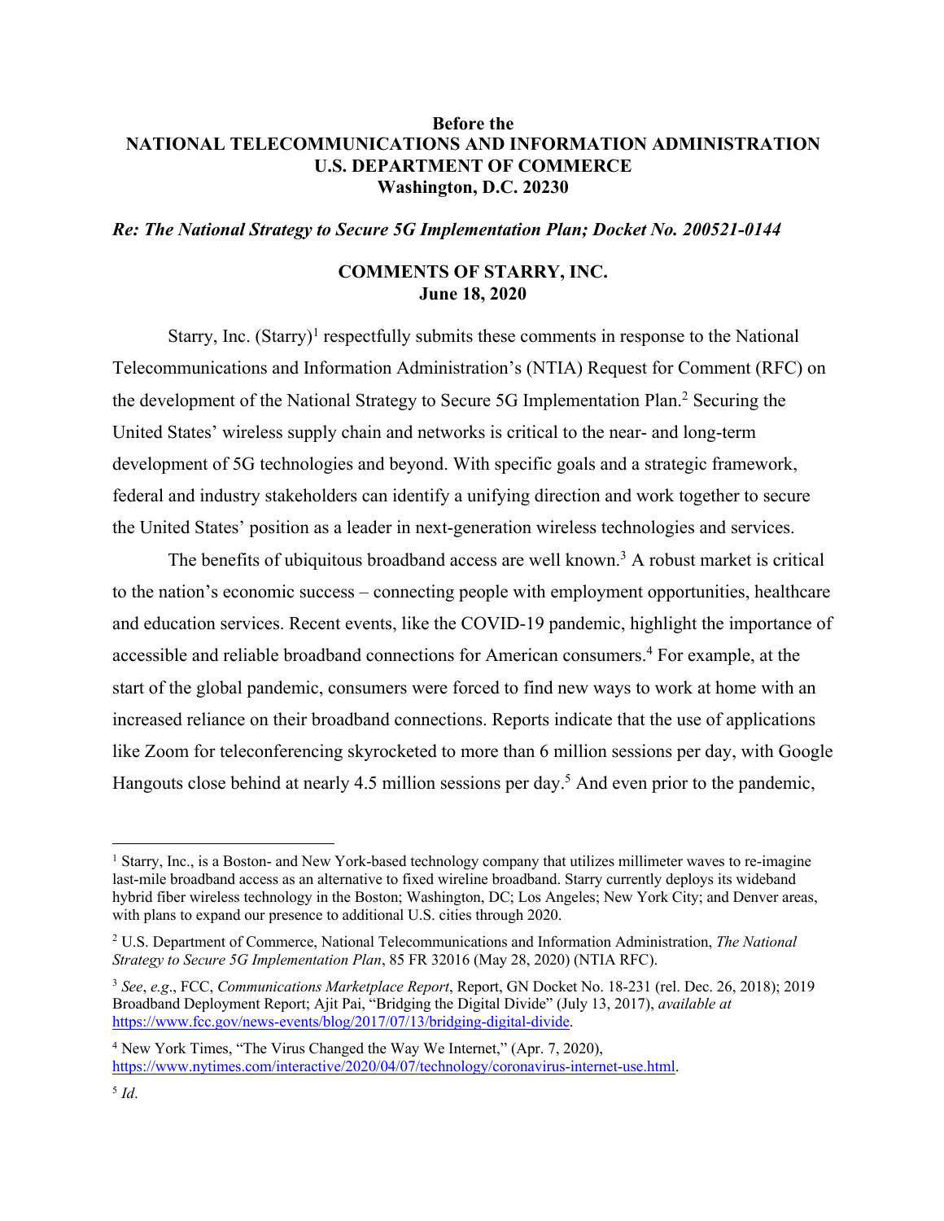**Before the**
**NATIONAL TELECOMMUNICATIONS AND INFORMATION ADMINISTRATION**
**U.S. DEPARTMENT OF COMMERCE**
**Washington, D.C. 20230**

***Re: The National Strategy to Secure 5G Implementation Plan; Docket No. 200521-0144***

**COMMENTS OF STARRY, INC.**
**June 18, 2020**

Starry, Inc. (Starry)[1] respectfully submits these comments in response to the National Telecommunications and Information Administration's (NTIA) Request for Comment (RFC) on the development of the National Strategy to Secure 5G Implementation Plan.[2] Securing the United States' wireless supply chain and networks is critical to the near- and long-term development of 5G technologies and beyond. With specific goals and a strategic framework, federal and industry stakeholders can identify a unifying direction and work together to secure the United States' position as a leader in next-generation wireless technologies and services.

The benefits of ubiquitous broadband access are well known.[3] A robust market is critical to the nation's economic success – connecting people with employment opportunities, healthcare and education services. Recent events, like the COVID-19 pandemic, highlight the importance of accessible and reliable broadband connections for American consumers.[4] For example, at the start of the global pandemic, consumers were forced to find new ways to work at home with an increased reliance on their broadband connections. Reports indicate that the use of applications like Zoom for teleconferencing skyrocketed to more than 6 million sessions per day, with Google Hangouts close behind at nearly 4.5 million sessions per day.[5] And even prior to the pandemic,

---

[1] Starry, Inc., is a Boston- and New York-based technology company that utilizes millimeter waves to re-imagine last-mile broadband access as an alternative to fixed wireline broadband. Starry currently deploys its wideband hybrid fiber wireless technology in the Boston; Washington, DC; Los Angeles; New York City; and Denver areas, with plans to expand our presence to additional U.S. cities through 2020.

[2] U.S. Department of Commerce, National Telecommunications and Information Administration, *The National Strategy to Secure 5G Implementation Plan*, 85 FR 32016 (May 28, 2020) (NTIA RFC).

[3] *See*, *e.g*., FCC, *Communications Marketplace Report*, Report, GN Docket No. 18-231 (rel. Dec. 26, 2018); 2019 Broadband Deployment Report; Ajit Pai, "Bridging the Digital Divide" (July 13, 2017), *available at* https://www.fcc.gov/news-events/blog/2017/07/13/bridging-digital-divide.

[4] New York Times, "The Virus Changed the Way We Internet," (Apr. 7, 2020), https://www.nytimes.com/interactive/2020/04/07/technology/coronavirus-internet-use.html.

[5] *Id*.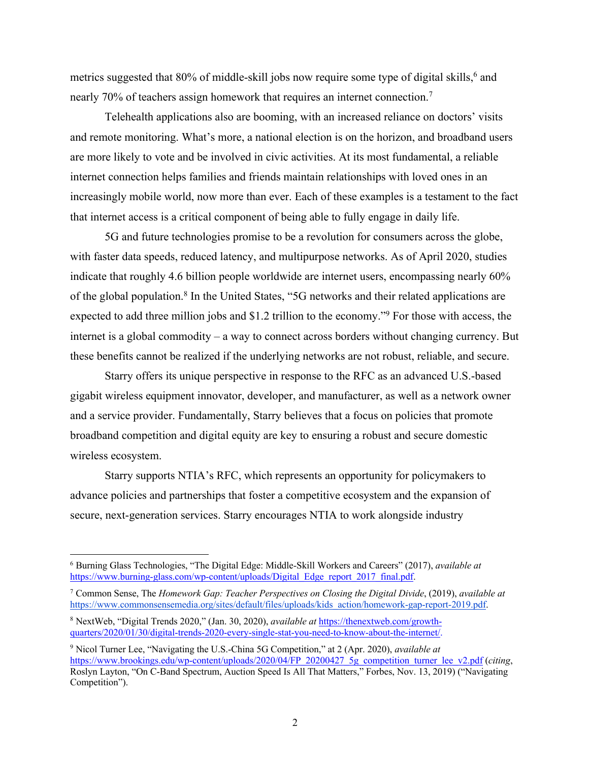metrics suggested that 80% of middle-skill jobs now require some type of digital skills,[6] and nearly 70% of teachers assign homework that requires an internet connection.[7]

Telehealth applications also are booming, with an increased reliance on doctors' visits and remote monitoring. What's more, a national election is on the horizon, and broadband users are more likely to vote and be involved in civic activities. At its most fundamental, a reliable internet connection helps families and friends maintain relationships with loved ones in an increasingly mobile world, now more than ever. Each of these examples is a testament to the fact that internet access is a critical component of being able to fully engage in daily life.

5G and future technologies promise to be a revolution for consumers across the globe, with faster data speeds, reduced latency, and multipurpose networks. As of April 2020, studies indicate that roughly 4.6 billion people worldwide are internet users, encompassing nearly 60% of the global population.[8] In the United States, "5G networks and their related applications are expected to add three million jobs and $1.2 trillion to the economy."[9] For those with access, the internet is a global commodity – a way to connect across borders without changing currency. But these benefits cannot be realized if the underlying networks are not robust, reliable, and secure.

Starry offers its unique perspective in response to the RFC as an advanced U.S.-based gigabit wireless equipment innovator, developer, and manufacturer, as well as a network owner and a service provider. Fundamentally, Starry believes that a focus on policies that promote broadband competition and digital equity are key to ensuring a robust and secure domestic wireless ecosystem.

Starry supports NTIA's RFC, which represents an opportunity for policymakers to advance policies and partnerships that foster a competitive ecosystem and the expansion of secure, next-generation services. Starry encourages NTIA to work alongside industry

---

[6] Burning Glass Technologies, "The Digital Edge: Middle-Skill Workers and Careers" (2017), *available at* https://www.burning-glass.com/wp-content/uploads/Digital_Edge_report_2017_final.pdf.

[7] Common Sense, The *Homework Gap: Teacher Perspectives on Closing the Digital Divide*, (2019), *available at* https://www.commonsensemedia.org/sites/default/files/uploads/kids_action/homework-gap-report-2019.pdf.

[8] NextWeb, "Digital Trends 2020," (Jan. 30, 2020), *available at* https://thenextweb.com/growth-quarters/2020/01/30/digital-trends-2020-every-single-stat-you-need-to-know-about-the-internet/.

[9] Nicol Turner Lee, "Navigating the U.S.-China 5G Competition," at 2 (Apr. 2020), *available at* https://www.brookings.edu/wp-content/uploads/2020/04/FP_20200427_5g_competition_turner_lee_v2.pdf (*citing*, Roslyn Layton, "On C-Band Spectrum, Auction Speed Is All That Matters," Forbes, Nov. 13, 2019) ("Navigating Competition").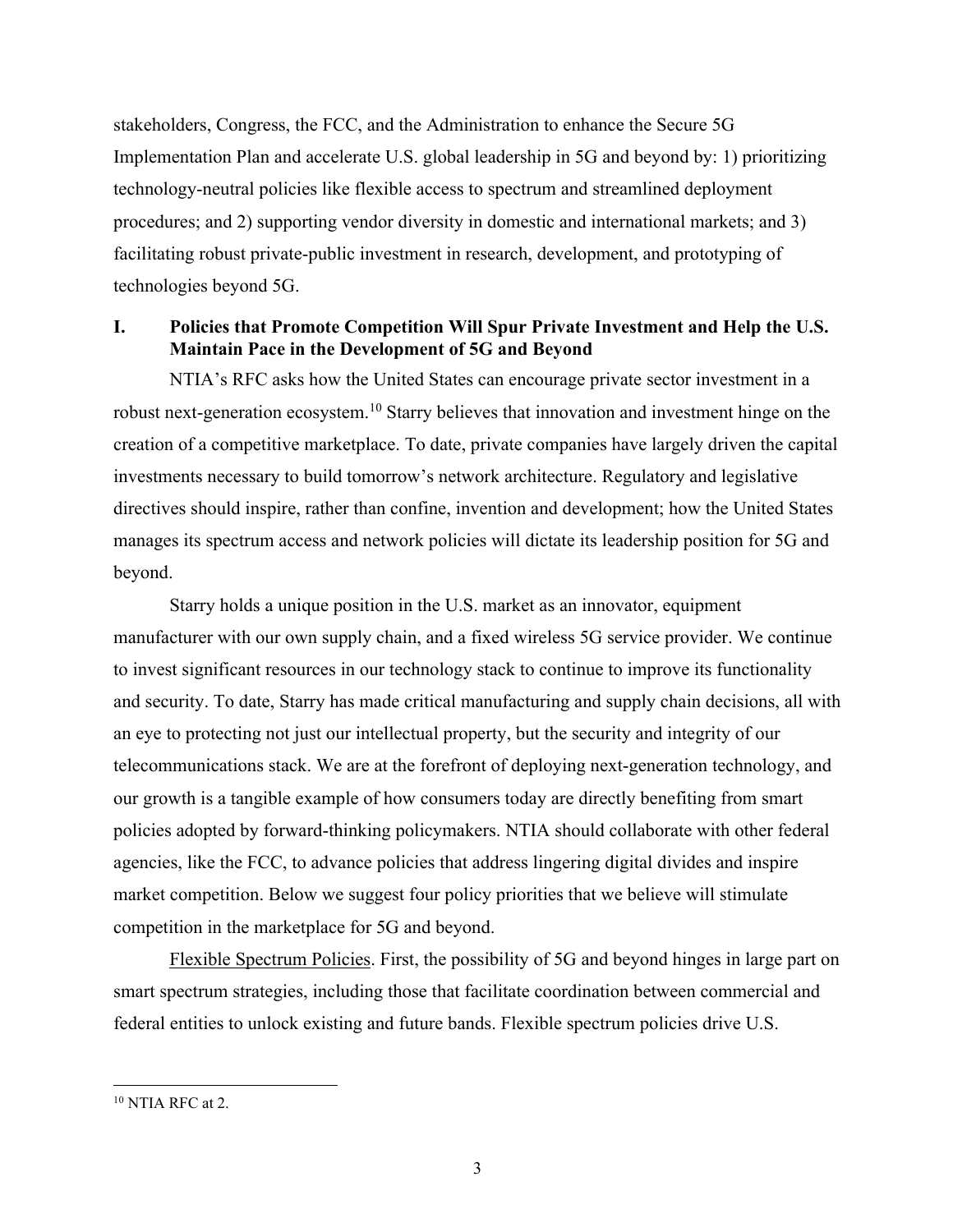stakeholders, Congress, the FCC, and the Administration to enhance the Secure 5G Implementation Plan and accelerate U.S. global leadership in 5G and beyond by: 1) prioritizing technology-neutral policies like flexible access to spectrum and streamlined deployment procedures; and 2) supporting vendor diversity in domestic and international markets; and 3) facilitating robust private-public investment in research, development, and prototyping of technologies beyond 5G.

## I. Policies that Promote Competition Will Spur Private Investment and Help the U.S. Maintain Pace in the Development of 5G and Beyond

NTIA's RFC asks how the United States can encourage private sector investment in a robust next-generation ecosystem.[10] Starry believes that innovation and investment hinge on the creation of a competitive marketplace. To date, private companies have largely driven the capital investments necessary to build tomorrow's network architecture. Regulatory and legislative directives should inspire, rather than confine, invention and development; how the United States manages its spectrum access and network policies will dictate its leadership position for 5G and beyond.

Starry holds a unique position in the U.S. market as an innovator, equipment manufacturer with our own supply chain, and a fixed wireless 5G service provider. We continue to invest significant resources in our technology stack to continue to improve its functionality and security. To date, Starry has made critical manufacturing and supply chain decisions, all with an eye to protecting not just our intellectual property, but the security and integrity of our telecommunications stack. We are at the forefront of deploying next-generation technology, and our growth is a tangible example of how consumers today are directly benefiting from smart policies adopted by forward-thinking policymakers. NTIA should collaborate with other federal agencies, like the FCC, to advance policies that address lingering digital divides and inspire market competition. Below we suggest four policy priorities that we believe will stimulate competition in the marketplace for 5G and beyond.

<u>Flexible Spectrum Policies</u>. First, the possibility of 5G and beyond hinges in large part on smart spectrum strategies, including those that facilitate coordination between commercial and federal entities to unlock existing and future bands. Flexible spectrum policies drive U.S.

---

[10] NTIA RFC at 2.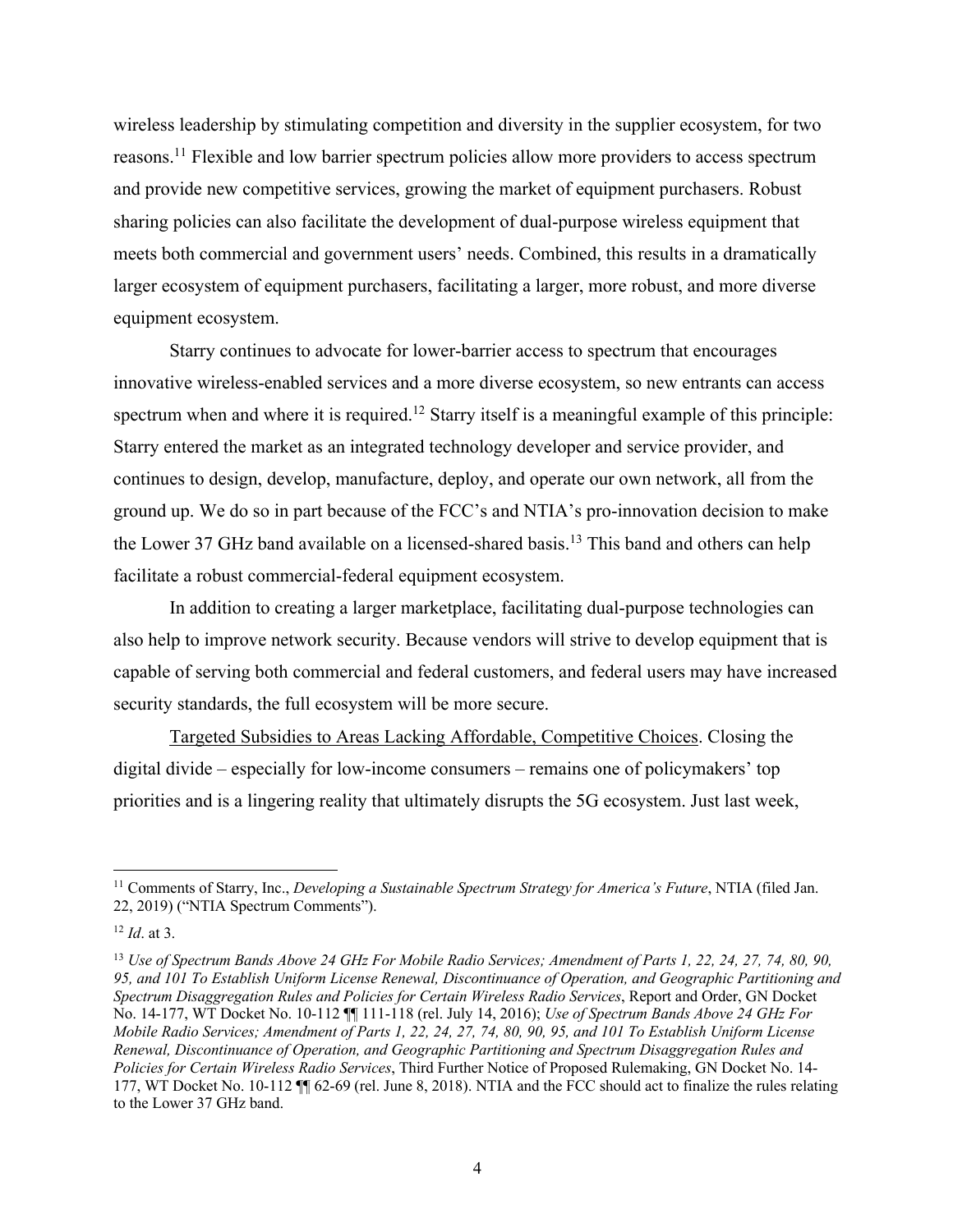wireless leadership by stimulating competition and diversity in the supplier ecosystem, for two reasons.[11] Flexible and low barrier spectrum policies allow more providers to access spectrum and provide new competitive services, growing the market of equipment purchasers. Robust sharing policies can also facilitate the development of dual-purpose wireless equipment that meets both commercial and government users' needs. Combined, this results in a dramatically larger ecosystem of equipment purchasers, facilitating a larger, more robust, and more diverse equipment ecosystem.

Starry continues to advocate for lower-barrier access to spectrum that encourages innovative wireless-enabled services and a more diverse ecosystem, so new entrants can access spectrum when and where it is required.[12] Starry itself is a meaningful example of this principle: Starry entered the market as an integrated technology developer and service provider, and continues to design, develop, manufacture, deploy, and operate our own network, all from the ground up. We do so in part because of the FCC's and NTIA's pro-innovation decision to make the Lower 37 GHz band available on a licensed-shared basis.[13] This band and others can help facilitate a robust commercial-federal equipment ecosystem.

In addition to creating a larger marketplace, facilitating dual-purpose technologies can also help to improve network security. Because vendors will strive to develop equipment that is capable of serving both commercial and federal customers, and federal users may have increased security standards, the full ecosystem will be more secure.

<u>Targeted Subsidies to Areas Lacking Affordable, Competitive Choices</u>. Closing the digital divide – especially for low-income consumers – remains one of policymakers' top priorities and is a lingering reality that ultimately disrupts the 5G ecosystem. Just last week,

---

[11] Comments of Starry, Inc., *Developing a Sustainable Spectrum Strategy for America's Future*, NTIA (filed Jan. 22, 2019) ("NTIA Spectrum Comments").

[12] *Id*. at 3.

[13] *Use of Spectrum Bands Above 24 GHz For Mobile Radio Services; Amendment of Parts 1, 22, 24, 27, 74, 80, 90, 95, and 101 To Establish Uniform License Renewal, Discontinuance of Operation, and Geographic Partitioning and Spectrum Disaggregation Rules and Policies for Certain Wireless Radio Services*, Report and Order, GN Docket No. 14-177, WT Docket No. 10-112 ¶¶ 111-118 (rel. July 14, 2016); *Use of Spectrum Bands Above 24 GHz For Mobile Radio Services; Amendment of Parts 1, 22, 24, 27, 74, 80, 90, 95, and 101 To Establish Uniform License Renewal, Discontinuance of Operation, and Geographic Partitioning and Spectrum Disaggregation Rules and Policies for Certain Wireless Radio Services*, Third Further Notice of Proposed Rulemaking, GN Docket No. 14-177, WT Docket No. 10-112 ¶¶ 62-69 (rel. June 8, 2018). NTIA and the FCC should act to finalize the rules relating to the Lower 37 GHz band.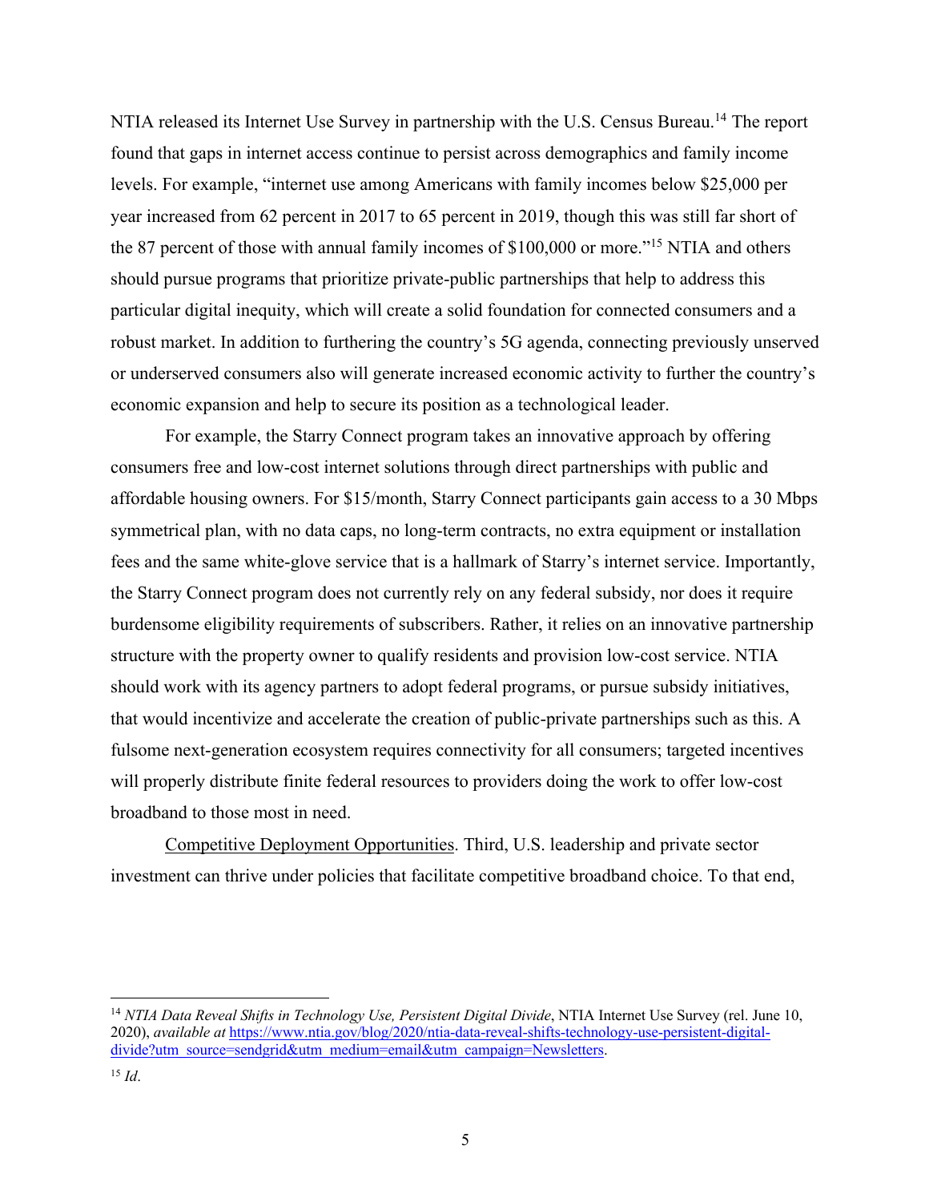NTIA released its Internet Use Survey in partnership with the U.S. Census Bureau.[14] The report found that gaps in internet access continue to persist across demographics and family income levels. For example, "internet use among Americans with family incomes below $25,000 per year increased from 62 percent in 2017 to 65 percent in 2019, though this was still far short of the 87 percent of those with annual family incomes of $100,000 or more."[15] NTIA and others should pursue programs that prioritize private-public partnerships that help to address this particular digital inequity, which will create a solid foundation for connected consumers and a robust market. In addition to furthering the country's 5G agenda, connecting previously unserved or underserved consumers also will generate increased economic activity to further the country's economic expansion and help to secure its position as a technological leader.

For example, the Starry Connect program takes an innovative approach by offering consumers free and low-cost internet solutions through direct partnerships with public and affordable housing owners. For $15/month, Starry Connect participants gain access to a 30 Mbps symmetrical plan, with no data caps, no long-term contracts, no extra equipment or installation fees and the same white-glove service that is a hallmark of Starry's internet service. Importantly, the Starry Connect program does not currently rely on any federal subsidy, nor does it require burdensome eligibility requirements of subscribers. Rather, it relies on an innovative partnership structure with the property owner to qualify residents and provision low-cost service. NTIA should work with its agency partners to adopt federal programs, or pursue subsidy initiatives, that would incentivize and accelerate the creation of public-private partnerships such as this. A fulsome next-generation ecosystem requires connectivity for all consumers; targeted incentives will properly distribute finite federal resources to providers doing the work to offer low-cost broadband to those most in need.

<u>Competitive Deployment Opportunities</u>. Third, U.S. leadership and private sector investment can thrive under policies that facilitate competitive broadband choice. To that end,

---

[14] *NTIA Data Reveal Shifts in Technology Use, Persistent Digital Divide*, NTIA Internet Use Survey (rel. June 10, 2020), *available at* https://www.ntia.gov/blog/2020/ntia-data-reveal-shifts-technology-use-persistent-digital-divide?utm_source=sendgrid&utm_medium=email&utm_campaign=Newsletters.

[15] *Id*.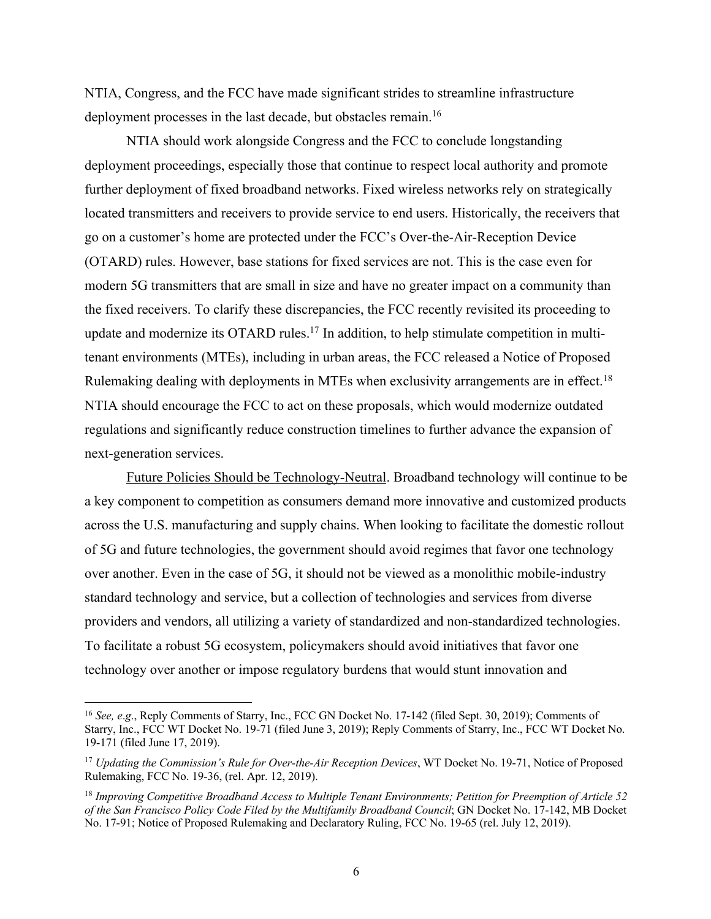NTIA, Congress, and the FCC have made significant strides to streamline infrastructure deployment processes in the last decade, but obstacles remain.[16]

NTIA should work alongside Congress and the FCC to conclude longstanding deployment proceedings, especially those that continue to respect local authority and promote further deployment of fixed broadband networks. Fixed wireless networks rely on strategically located transmitters and receivers to provide service to end users. Historically, the receivers that go on a customer's home are protected under the FCC's Over-the-Air-Reception Device (OTARD) rules. However, base stations for fixed services are not. This is the case even for modern 5G transmitters that are small in size and have no greater impact on a community than the fixed receivers. To clarify these discrepancies, the FCC recently revisited its proceeding to update and modernize its OTARD rules.[17] In addition, to help stimulate competition in multi-tenant environments (MTEs), including in urban areas, the FCC released a Notice of Proposed Rulemaking dealing with deployments in MTEs when exclusivity arrangements are in effect.[18] NTIA should encourage the FCC to act on these proposals, which would modernize outdated regulations and significantly reduce construction timelines to further advance the expansion of next-generation services.

<u>Future Policies Should be Technology-Neutral</u>. Broadband technology will continue to be a key component to competition as consumers demand more innovative and customized products across the U.S. manufacturing and supply chains. When looking to facilitate the domestic rollout of 5G and future technologies, the government should avoid regimes that favor one technology over another. Even in the case of 5G, it should not be viewed as a monolithic mobile-industry standard technology and service, but a collection of technologies and services from diverse providers and vendors, all utilizing a variety of standardized and non-standardized technologies. To facilitate a robust 5G ecosystem, policymakers should avoid initiatives that favor one technology over another or impose regulatory burdens that would stunt innovation and

---

[16] *See, e.g*., Reply Comments of Starry, Inc., FCC GN Docket No. 17-142 (filed Sept. 30, 2019); Comments of Starry, Inc., FCC WT Docket No. 19-71 (filed June 3, 2019); Reply Comments of Starry, Inc., FCC WT Docket No. 19-171 (filed June 17, 2019).

[17] *Updating the Commission's Rule for Over-the-Air Reception Devices*, WT Docket No. 19-71, Notice of Proposed Rulemaking, FCC No. 19-36, (rel. Apr. 12, 2019).

[18] *Improving Competitive Broadband Access to Multiple Tenant Environments; Petition for Preemption of Article 52 of the San Francisco Policy Code Filed by the Multifamily Broadband Council*; GN Docket No. 17-142, MB Docket No. 17-91; Notice of Proposed Rulemaking and Declaratory Ruling, FCC No. 19-65 (rel. July 12, 2019).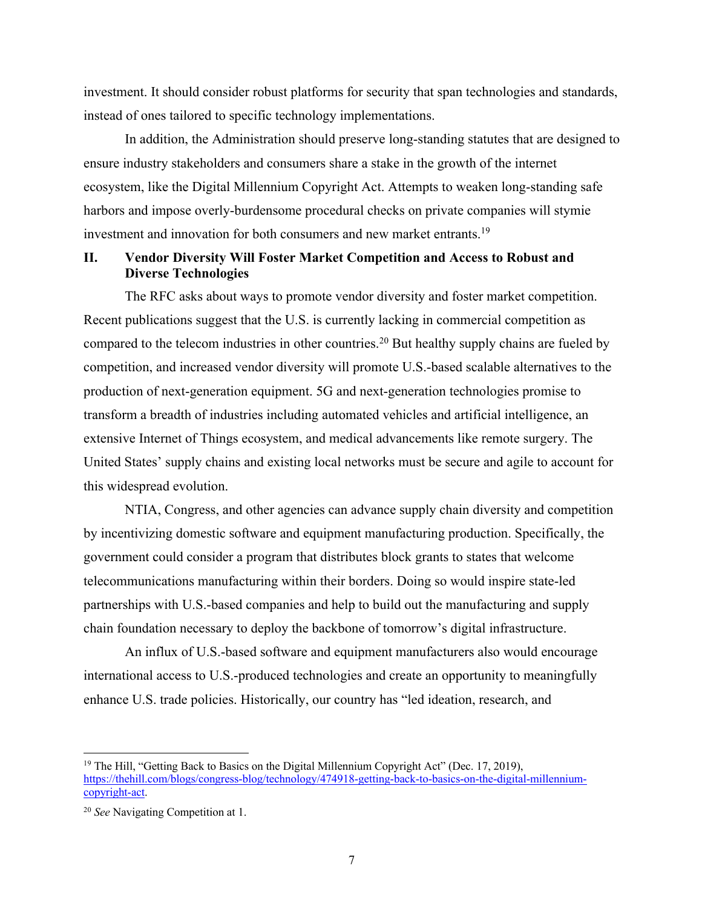investment. It should consider robust platforms for security that span technologies and standards, instead of ones tailored to specific technology implementations.

In addition, the Administration should preserve long-standing statutes that are designed to ensure industry stakeholders and consumers share a stake in the growth of the internet ecosystem, like the Digital Millennium Copyright Act. Attempts to weaken long-standing safe harbors and impose overly-burdensome procedural checks on private companies will stymie investment and innovation for both consumers and new market entrants.[19]

## II. Vendor Diversity Will Foster Market Competition and Access to Robust and Diverse Technologies

The RFC asks about ways to promote vendor diversity and foster market competition. Recent publications suggest that the U.S. is currently lacking in commercial competition as compared to the telecom industries in other countries.[20] But healthy supply chains are fueled by competition, and increased vendor diversity will promote U.S.-based scalable alternatives to the production of next-generation equipment. 5G and next-generation technologies promise to transform a breadth of industries including automated vehicles and artificial intelligence, an extensive Internet of Things ecosystem, and medical advancements like remote surgery. The United States' supply chains and existing local networks must be secure and agile to account for this widespread evolution.

NTIA, Congress, and other agencies can advance supply chain diversity and competition by incentivizing domestic software and equipment manufacturing production. Specifically, the government could consider a program that distributes block grants to states that welcome telecommunications manufacturing within their borders. Doing so would inspire state-led partnerships with U.S.-based companies and help to build out the manufacturing and supply chain foundation necessary to deploy the backbone of tomorrow's digital infrastructure.

An influx of U.S.-based software and equipment manufacturers also would encourage international access to U.S.-produced technologies and create an opportunity to meaningfully enhance U.S. trade policies. Historically, our country has "led ideation, research, and

---

[19] The Hill, "Getting Back to Basics on the Digital Millennium Copyright Act" (Dec. 17, 2019), https://thehill.com/blogs/congress-blog/technology/474918-getting-back-to-basics-on-the-digital-millennium-copyright-act.

[20] *See* Navigating Competition at 1.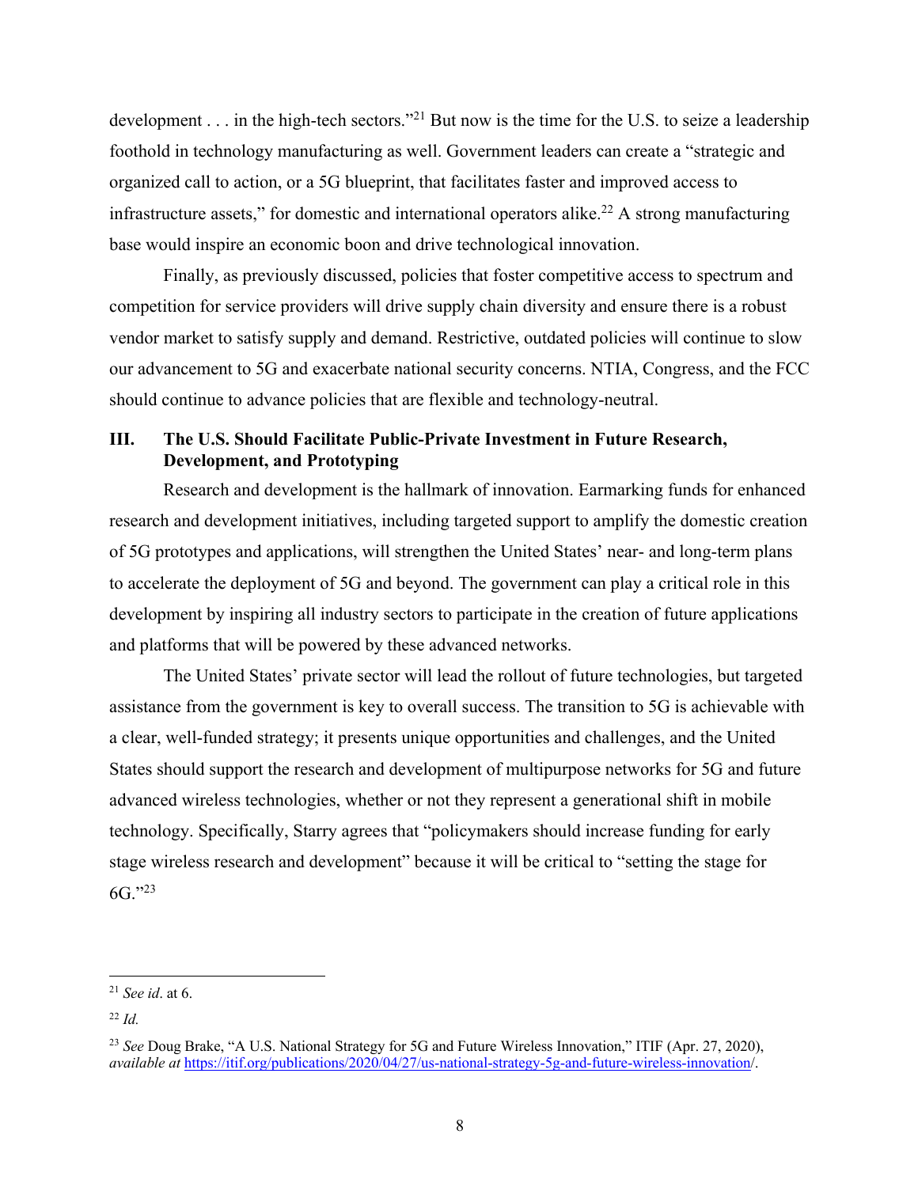development . . . in the high-tech sectors."[21] But now is the time for the U.S. to seize a leadership foothold in technology manufacturing as well. Government leaders can create a "strategic and organized call to action, or a 5G blueprint, that facilitates faster and improved access to infrastructure assets," for domestic and international operators alike.[22] A strong manufacturing base would inspire an economic boon and drive technological innovation.

Finally, as previously discussed, policies that foster competitive access to spectrum and competition for service providers will drive supply chain diversity and ensure there is a robust vendor market to satisfy supply and demand. Restrictive, outdated policies will continue to slow our advancement to 5G and exacerbate national security concerns. NTIA, Congress, and the FCC should continue to advance policies that are flexible and technology-neutral.

## III. The U.S. Should Facilitate Public-Private Investment in Future Research, Development, and Prototyping

Research and development is the hallmark of innovation. Earmarking funds for enhanced research and development initiatives, including targeted support to amplify the domestic creation of 5G prototypes and applications, will strengthen the United States' near- and long-term plans to accelerate the deployment of 5G and beyond. The government can play a critical role in this development by inspiring all industry sectors to participate in the creation of future applications and platforms that will be powered by these advanced networks.

The United States' private sector will lead the rollout of future technologies, but targeted assistance from the government is key to overall success. The transition to 5G is achievable with a clear, well-funded strategy; it presents unique opportunities and challenges, and the United States should support the research and development of multipurpose networks for 5G and future advanced wireless technologies, whether or not they represent a generational shift in mobile technology. Specifically, Starry agrees that "policymakers should increase funding for early stage wireless research and development" because it will be critical to "setting the stage for 6G."[23]

---

[21] *See id*. at 6.

[22] *Id.*

[23] *See* Doug Brake, "A U.S. National Strategy for 5G and Future Wireless Innovation," ITIF (Apr. 27, 2020), *available at* https://itif.org/publications/2020/04/27/us-national-strategy-5g-and-future-wireless-innovation/.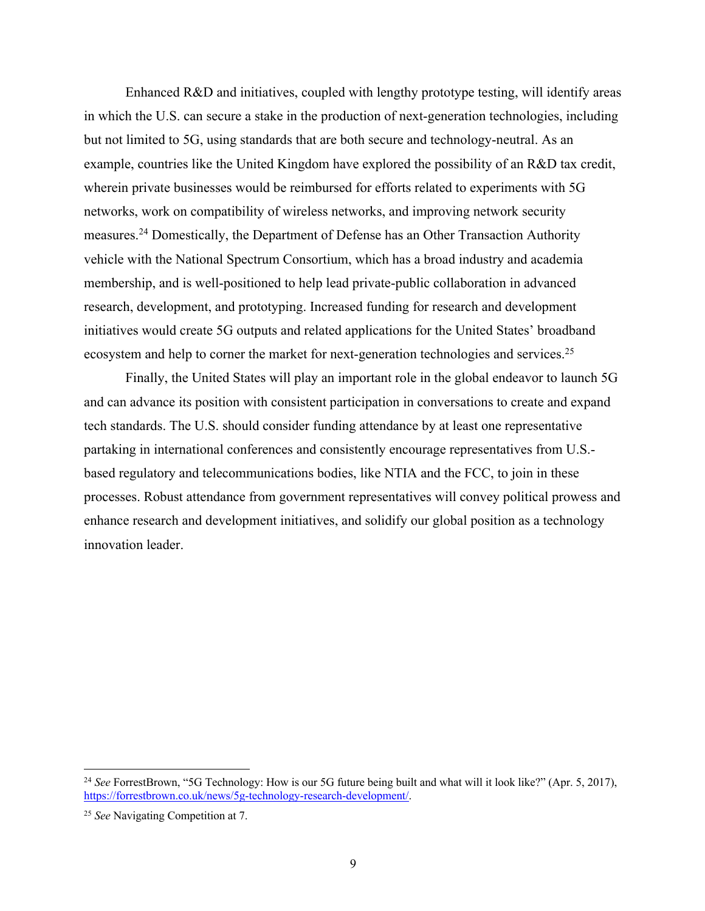Enhanced R&D and initiatives, coupled with lengthy prototype testing, will identify areas in which the U.S. can secure a stake in the production of next-generation technologies, including but not limited to 5G, using standards that are both secure and technology-neutral. As an example, countries like the United Kingdom have explored the possibility of an R&D tax credit, wherein private businesses would be reimbursed for efforts related to experiments with 5G networks, work on compatibility of wireless networks, and improving network security measures.[24] Domestically, the Department of Defense has an Other Transaction Authority vehicle with the National Spectrum Consortium, which has a broad industry and academia membership, and is well-positioned to help lead private-public collaboration in advanced research, development, and prototyping. Increased funding for research and development initiatives would create 5G outputs and related applications for the United States' broadband ecosystem and help to corner the market for next-generation technologies and services.[25]

Finally, the United States will play an important role in the global endeavor to launch 5G and can advance its position with consistent participation in conversations to create and expand tech standards. The U.S. should consider funding attendance by at least one representative partaking in international conferences and consistently encourage representatives from U.S.-based regulatory and telecommunications bodies, like NTIA and the FCC, to join in these processes. Robust attendance from government representatives will convey political prowess and enhance research and development initiatives, and solidify our global position as a technology innovation leader.

---

[24] *See* ForrestBrown, "5G Technology: How is our 5G future being built and what will it look like?" (Apr. 5, 2017), https://forrestbrown.co.uk/news/5g-technology-research-development/.

[25] *See* Navigating Competition at 7.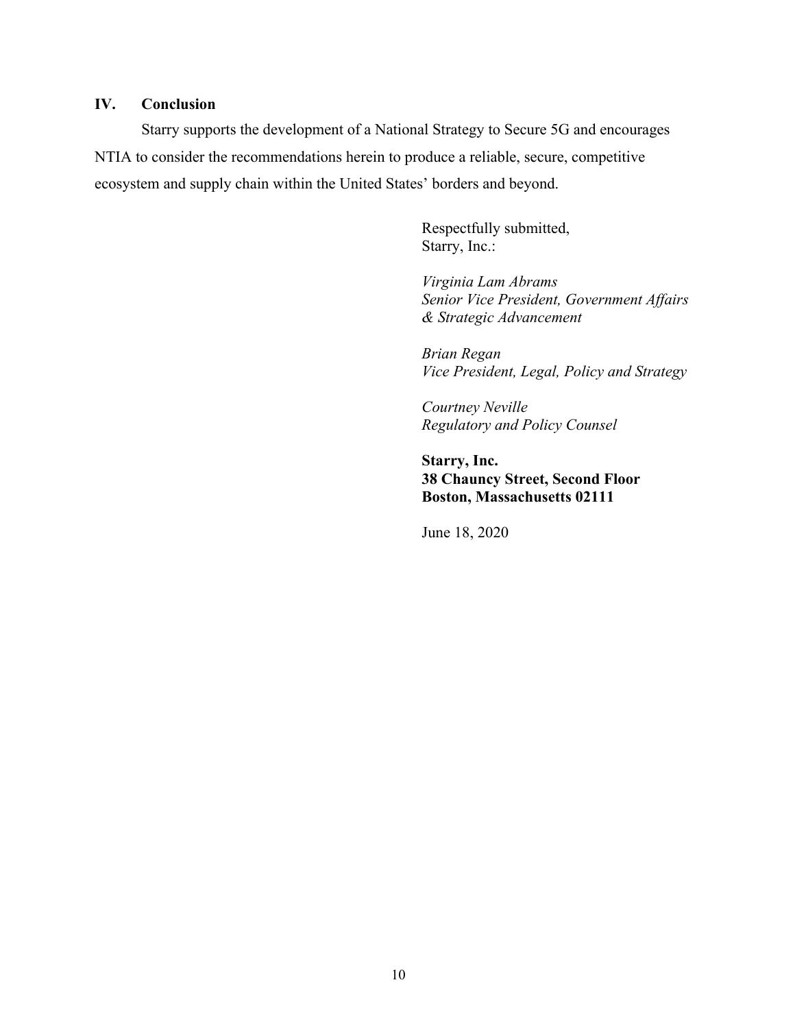## IV. Conclusion

Starry supports the development of a National Strategy to Secure 5G and encourages NTIA to consider the recommendations herein to produce a reliable, secure, competitive ecosystem and supply chain within the United States' borders and beyond.

Respectfully submitted,
Starry, Inc.:

*Virginia Lam Abrams*
*Senior Vice President, Government Affairs & Strategic Advancement*

*Brian Regan*
*Vice President, Legal, Policy and Strategy*

*Courtney Neville*
*Regulatory and Policy Counsel*

**Starry, Inc.**
**38 Chauncy Street, Second Floor**
**Boston, Massachusetts 02111**

June 18, 2020